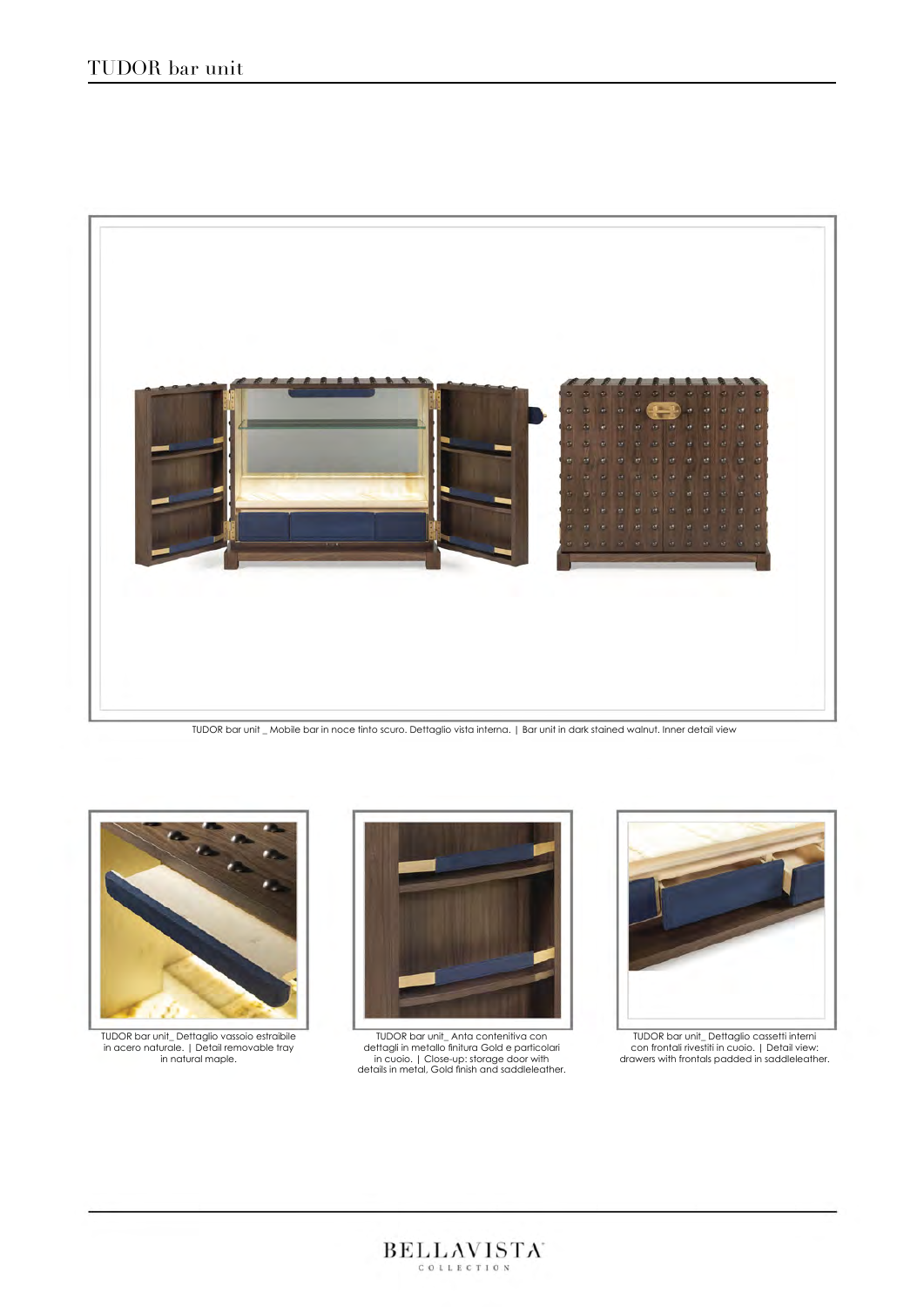# TUDOR bar unit

TUDOR bar unit _ Mobile bar in noce tinto scuro. Dettaglio vista interna. | Bar unit in dark stained walnut. Inner detail view

TUDOR bar unit_ Dettaglio vassoio estraibile in acero naturale. | Detail removable tray in natural maple.

TUDOR bar unit_ Anta contenitiva con dettagli in metallo finitura Gold e particolari in cuoio. | Close-up: storage door with details in metal, Gold finish and saddleleather.

TUDOR bar unit_ Dettaglio cassetti interni con frontali rivestiti in cuoio. | Detail view: drawers with frontals padded in saddleleather.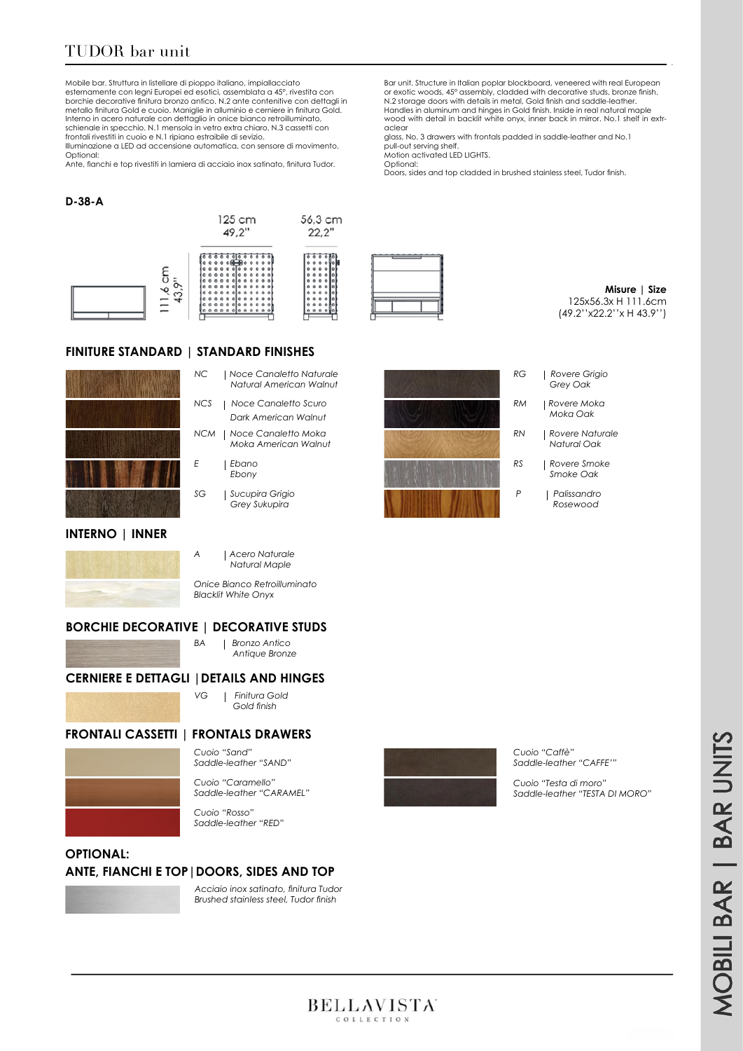# TUDOR bar unit

Mobile bar. Struttura in listellare di pioppo italiano, impiallacciato esternamente con legni Europei ed esotici, assemblata a 45°, rivestita con borchie decorative finitura bronzo antico. N.2 ante contenitive con dettagli in metallo finitura Gold e cuoio. Maniglie in alluminio e cerniere in finitura Gold. Interno in acero naturale con dettaglio in onice bianco retroilluminato, schienale in specchio. N.1 mensola in vetro extra chiaro, N.3 cassetti con frontali rivestiti in cuoio e N.1 ripiano estraibile di sevizio.
Illuminazione a LED ad accensione automatica, con sensore di movimento.
Optional:
Ante, fianchi e top rivestiti in lamiera di acciaio inox satinato, finitura Tudor.

Bar unit. Structure in Italian poplar blockboard, veneered with real European or exotic woods, 45° assembly, cladded with decorative studs, bronze finish. N.2 storage doors with details in metal, Gold finish and saddle-leather. Handles in aluminum and hinges in Gold finish. Inside in real natural maple wood with detail in backlit white onyx, inner back in mirror. No.1 shelf in extr-aclear
glass, No. 3 drawers with frontals padded in saddle-leather and No.1 pull-out serving shelf.
Motion activated LED LIGHTS.
Optional:
Doors, sides and top cladded in brushed stainless steel, Tudor finish.

**D-38-A**

125 cm
49,2"

56,3 cm
22,2"

111,6 cm
43,9"

**Misure | Size**
125x56.3x H 111.6cm
(49.2''x22.2''x H 43.9'')

## FINITURE STANDARD | STANDARD FINISHES

NC | *Noce Canaletto Naturale* / *Natural American Walnut*

NCS | *Noce Canaletto Scuro* / *Dark American Walnut*

NCM | *Noce Canaletto Moka* / *Moka American Walnut*

E | *Ebano* / *Ebony*

SG | *Sucupira Grigio* / *Grey Sukupira*

RG | *Rovere Grigio* / *Grey Oak*

RM | *Rovere Moka* / *Moka Oak*

RN | *Rovere Naturale* / *Natural Oak*

RS | *Rovere Smoke* / *Smoke Oak*

P | *Palissandro* / *Rosewood*

## INTERNO | INNER

A | *Acero Naturale* / *Natural Maple*

*Onice Bianco Retroilluminato* / *Blacklit White Onyx*

## BORCHIE DECORATIVE | DECORATIVE STUDS

BA | *Bronzo Antico* / *Antique Bronze*

## CERNIERE E DETTAGLI | DETAILS AND HINGES

VG | *Finitura Gold* / *Gold finish*

## FRONTALI CASSETTI | FRONTALS DRAWERS

*Cuoio "Sand"* / *Saddle-leather "SAND"*

*Cuoio "Caramello"* / *Saddle-leather "CARAMEL"*

*Cuoio "Rosso"* / *Saddle-leather "RED"*

*Cuoio "Caffè"* / *Saddle-leather "CAFFE'"*

*Cuoio "Testa di moro"* / *Saddle-leather "TESTA DI MORO"*

## OPTIONAL:
## ANTE, FIANCHI E TOP | DOORS, SIDES AND TOP

*Acciaio inox satinato, finitura Tudor* / *Brushed stainless steel, Tudor finish*